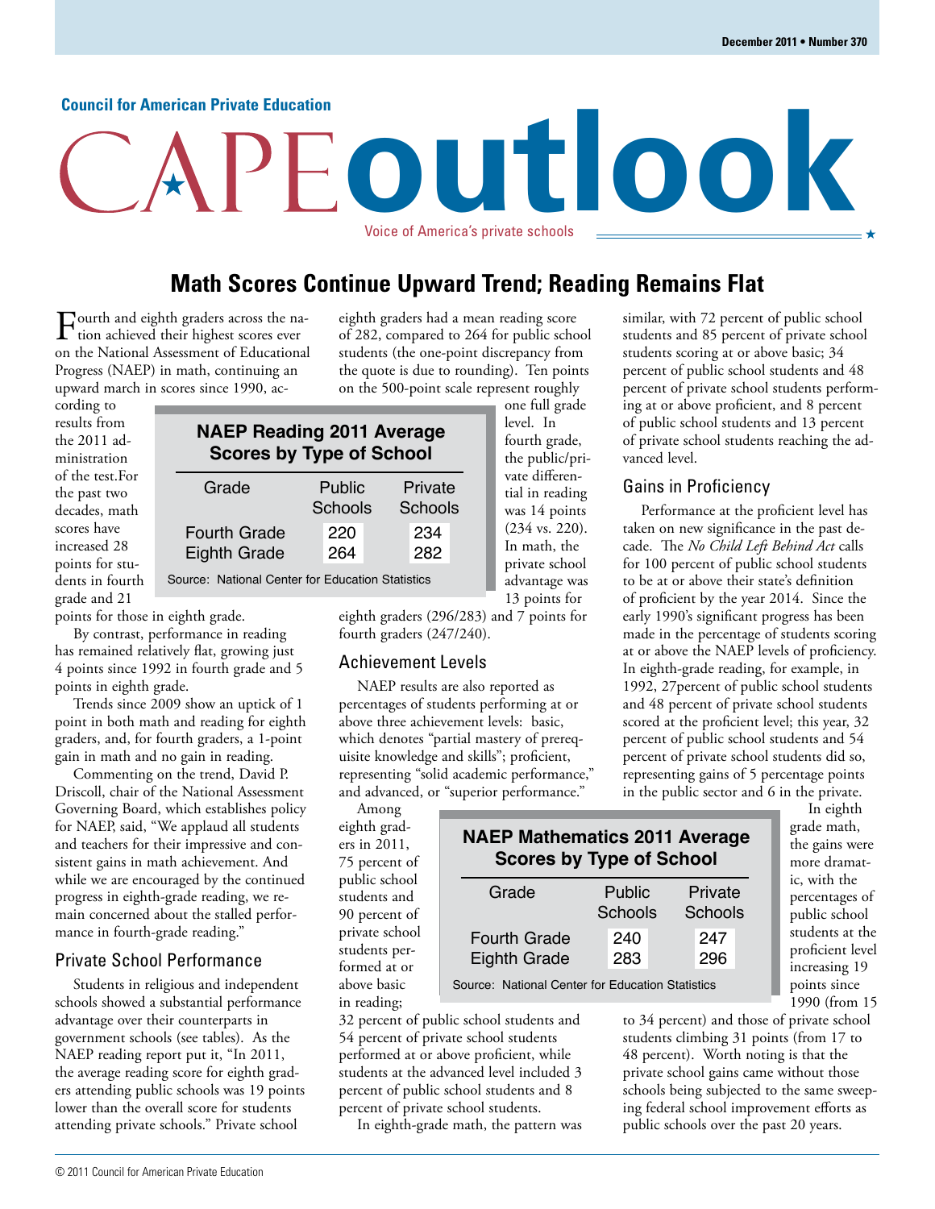Council for American Private Education

# CAPE outlook

Voice of America's private schools

## Math Scores Continue Upward Trend; Reading Remains Flat

Fourth and eighth graders across the nation achieved their highest scores ever on the National Assessment of Educational Progress (NAEP) in math, continuing an upward march in scores since 1990, according to results from the 2011 administration of the test.For the past two decades, math scores have increased 28 points for students in fourth grade and 21 points for those in eighth grade.

By contrast, performance in reading has remained relatively flat, growing just 4 points since 1992 in fourth grade and 5 points in eighth grade.

Trends since 2009 show an uptick of 1 point in both math and reading for eighth graders, and, for fourth graders, a 1-point gain in math and no gain in reading.

Commenting on the trend, David P. Driscoll, chair of the National Assessment Governing Board, which establishes policy for NAEP, said, "We applaud all students and teachers for their impressive and consistent gains in math achievement. And while we are encouraged by the continued progress in eighth-grade reading, we remain concerned about the stalled performance in fourth-grade reading."

### Private School Performance

Students in religious and independent schools showed a substantial performance advantage over their counterparts in government schools (see tables). As the NAEP reading report put it, "In 2011, the average reading score for eighth graders attending public schools was 19 points lower than the overall score for students attending private schools." Private school eighth graders had a mean reading score of 282, compared to 264 for public school students (the one-point discrepancy from the quote is due to rounding). Ten points on the 500-point scale represent roughly one full grade level. In fourth grade, the public/private differential in reading was 14 points (234 vs. 220). In math, the private school advantage was 13 points for eighth graders (296/283) and 7 points for fourth graders (247/240).

**NAEP Reading 2011 Average Scores by Type of School**

| Grade | Public Schools | Private Schools |
|---|---|---|
| Fourth Grade | 220 | 234 |
| Eighth Grade | 264 | 282 |

Source: National Center for Education Statistics

### Achievement Levels

NAEP results are also reported as percentages of students performing at or above three achievement levels: basic, which denotes "partial mastery of prerequisite knowledge and skills"; proficient, representing "solid academic performance," and advanced, or "superior performance."

Among eighth graders in 2011, 75 percent of public school students and 90 percent of private school students performed at or above basic in reading; 32 percent of public school students and 54 percent of private school students performed at or above proficient, while students at the advanced level included 3 percent of public school students and 8 percent of private school students.

In eighth-grade math, the pattern was similar, with 72 percent of public school students and 85 percent of private school students scoring at or above basic; 34 percent of public school students and 48 percent of private school students performing at or above proficient, and 8 percent of public school students and 13 percent of private school students reaching the advanced level.

**NAEP Mathematics 2011 Average Scores by Type of School**

| Grade | Public Schools | Private Schools |
|---|---|---|
| Fourth Grade | 240 | 247 |
| Eighth Grade | 283 | 296 |

Source: National Center for Education Statistics

### Gains in Proficiency

Performance at the proficient level has taken on new significance in the past decade. The *No Child Left Behind Act* calls for 100 percent of public school students to be at or above their state's definition of proficient by the year 2014. Since the early 1990's significant progress has been made in the percentage of students scoring at or above the NAEP levels of proficiency. In eighth-grade reading, for example, in 1992, 27percent of public school students and 48 percent of private school students scored at the proficient level; this year, 32 percent of public school students and 54 percent of private school students did so, representing gains of 5 percentage points in the public sector and 6 in the private.

In eighth grade math, the gains were more dramatic, with the percentages of public school students at the proficient level increasing 19 points since 1990 (from 15 to 34 percent) and those of private school students climbing 31 points (from 17 to 48 percent). Worth noting is that the private school gains came without those schools being subjected to the same sweeping federal school improvement efforts as public schools over the past 20 years.

© 2011 Council for American Private Education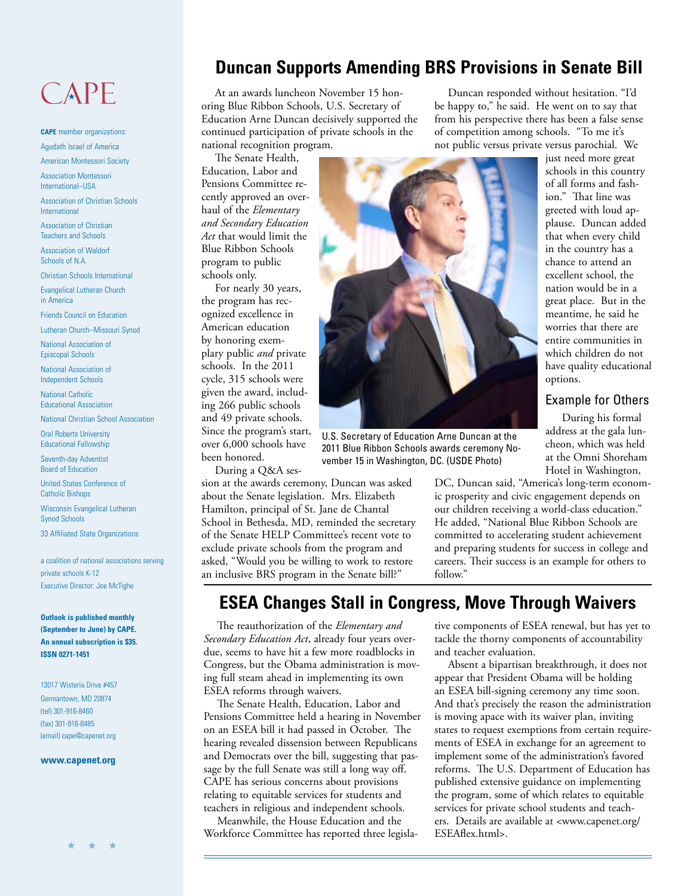CAPE

**CAPE** member organizations:

Agudath Israel of America

American Montessori Society

Association Montessori International–USA

Association of Christian Schools International

Association of Christian Teachers and Schools

Association of Waldorf Schools of N.A.

Christian Schools International

Evangelical Lutheran Church in America

Friends Council on Education

Lutheran Church–Missouri Synod

National Association of Episcopal Schools

National Association of Independent Schools

National Catholic Educational Association

National Christian School Association

Oral Roberts University Educational Fellowship

Seventh-day Adventist Board of Education

United States Conference of Catholic Bishops

Wisconsin Evangelical Lutheran Synod Schools

33 Affiliated State Organizations

a coalition of national associations serving private schools K-12

Executive Director: Joe McTighe

**Outlook is published monthly (September to June) by CAPE. An annual subscription is $35. ISSN 0271-1451**

13017 Wisteria Drive #457
Germantown, MD 20874
(tel) 301-916-8460
(fax) 301-916-8485
(email) cape@capenet.org

**www.capenet.org**

## Duncan Supports Amending BRS Provisions in Senate Bill

At an awards luncheon November 15 honoring Blue Ribbon Schools, U.S. Secretary of Education Arne Duncan decisively supported the continued participation of private schools in the national recognition program.

The Senate Health, Education, Labor and Pensions Committee recently approved an overhaul of the *Elementary and Secondary Education Act* that would limit the Blue Ribbon Schools program to public schools only.

For nearly 30 years, the program has recognized excellence in American education by honoring exemplary public *and* private schools. In the 2011 cycle, 315 schools were given the award, including 266 public schools and 49 private schools. Since the program's start, over 6,000 schools have been honored.

During a Q&A session at the awards ceremony, Duncan was asked about the Senate legislation. Mrs. Elizabeth Hamilton, principal of St. Jane de Chantal School in Bethesda, MD, reminded the secretary of the Senate HELP Committee's recent vote to exclude private schools from the program and asked, "Would you be willing to work to restore an inclusive BRS program in the Senate bill?"

U.S. Secretary of Education Arne Duncan at the 2011 Blue Ribbon Schools awards ceremony November 15 in Washington, DC. (USDE Photo)

Duncan responded without hesitation. "I'd be happy to," he said. He went on to say that from his perspective there has been a false sense of competition among schools. "To me it's not public versus private versus parochial. We just need more great schools in this country of all forms and fashion." That line was greeted with loud applause. Duncan added that when every child in the country has a chance to attend an excellent school, the nation would be in a great place. But in the meantime, he said he worries that there are entire communities in which children do not have quality educational options.

### Example for Others

During his formal address at the gala luncheon, which was held at the Omni Shoreham Hotel in Washington, DC, Duncan said, "America's long-term economic prosperity and civic engagement depends on our children receiving a world-class education." He added, "National Blue Ribbon Schools are committed to accelerating student achievement and preparing students for success in college and careers. Their success is an example for others to follow."

## ESEA Changes Stall in Congress, Move Through Waivers

The reauthorization of the *Elementary and Secondary Education Act*, already four years overdue, seems to have hit a few more roadblocks in Congress, but the Obama administration is moving full steam ahead in implementing its own ESEA reforms through waivers.

The Senate Health, Education, Labor and Pensions Committee held a hearing in November on an ESEA bill it had passed in October. The hearing revealed dissension between Republicans and Democrats over the bill, suggesting that passage by the full Senate was still a long way off. CAPE has serious concerns about provisions relating to equitable services for students and teachers in religious and independent schools.

Meanwhile, the House Education and the Workforce Committee has reported three legislative components of ESEA renewal, but has yet to tackle the thorny components of accountability and teacher evaluation.

Absent a bipartisan breakthrough, it does not appear that President Obama will be holding an ESEA bill-signing ceremony any time soon. And that's precisely the reason the administration is moving apace with its waiver plan, inviting states to request exemptions from certain requirements of ESEA in exchange for an agreement to implement some of the administration's favored reforms. The U.S. Department of Education has published extensive guidance on implementing the program, some of which relates to equitable services for private school students and teachers. Details are available at <www.capenet.org/ESEAflex.html>.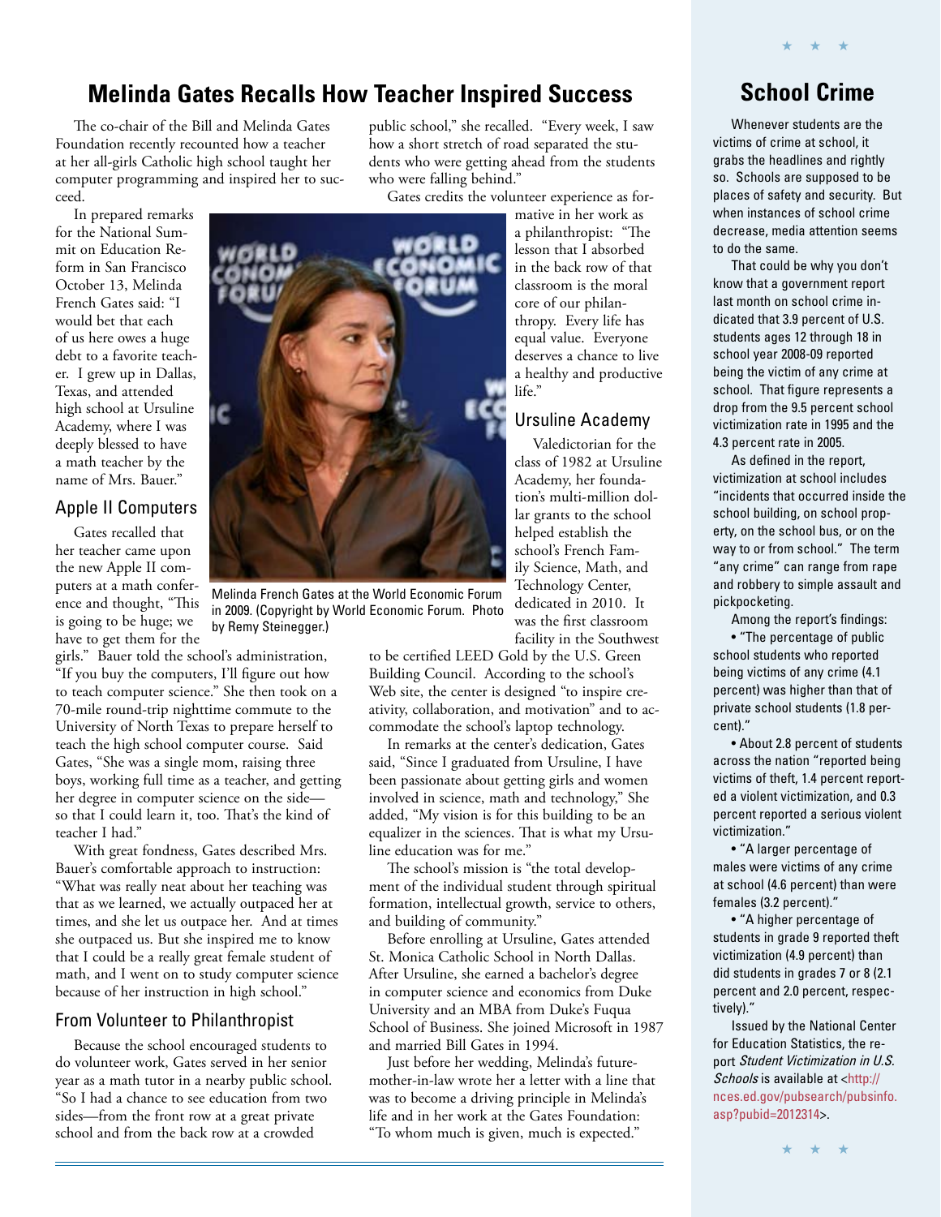## Melinda Gates Recalls How Teacher Inspired Success

The co-chair of the Bill and Melinda Gates Foundation recently recounted how a teacher at her all-girls Catholic high school taught her computer programming and inspired her to succeed.

In prepared remarks for the National Summit on Education Reform in San Francisco October 13, Melinda French Gates said: "I would bet that each of us here owes a huge debt to a favorite teacher. I grew up in Dallas, Texas, and attended high school at Ursuline Academy, where I was deeply blessed to have a math teacher by the name of Mrs. Bauer."

### Apple II Computers

Gates recalled that her teacher came upon the new Apple II computers at a math conference and thought, "This is going to be huge; we have to get them for the girls." Bauer told the school's administration, "If you buy the computers, I'll figure out how to teach computer science." She then took on a 70-mile round-trip nighttime commute to the University of North Texas to prepare herself to teach the high school computer course. Said Gates, "She was a single mom, raising three boys, working full time as a teacher, and getting her degree in computer science on the side—so that I could learn it, too. That's the kind of teacher I had."

With great fondness, Gates described Mrs. Bauer's comfortable approach to instruction: "What was really neat about her teaching was that as we learned, we actually outpaced her at times, and she let us outpace her. And at times she outpaced us. But she inspired me to know that I could be a really great female student of math, and I went on to study computer science because of her instruction in high school."

### From Volunteer to Philanthropist

Because the school encouraged students to do volunteer work, Gates served in her senior year as a math tutor in a nearby public school. "So I had a chance to see education from two sides—from the front row at a great private school and from the back row at a crowded public school," she recalled. "Every week, I saw how a short stretch of road separated the students who were getting ahead from the students who were falling behind."

Gates credits the volunteer experience as formative in her work as a philanthropist: "The lesson that I absorbed in the back row of that classroom is the moral core of our philanthropy. Every life has equal value. Everyone deserves a chance to live a healthy and productive life."

Melinda French Gates at the World Economic Forum in 2009. (Copyright by World Economic Forum. Photo by Remy Steinegger.)

### Ursuline Academy

Valedictorian for the class of 1982 at Ursuline Academy, her foundation's multi-million dollar grants to the school helped establish the school's French Family Science, Math, and Technology Center, dedicated in 2010. It was the first classroom facility in the Southwest to be certified LEED Gold by the U.S. Green Building Council. According to the school's Web site, the center is designed "to inspire creativity, collaboration, and motivation" and to accommodate the school's laptop technology.

In remarks at the center's dedication, Gates said, "Since I graduated from Ursuline, I have been passionate about getting girls and women involved in science, math and technology." She added, "My vision is for this building to be an equalizer in the sciences. That is what my Ursuline education was for me."

The school's mission is "the total development of the individual student through spiritual formation, intellectual growth, service to others, and building of community."

Before enrolling at Ursuline, Gates attended St. Monica Catholic School in North Dallas. After Ursuline, she earned a bachelor's degree in computer science and economics from Duke University and an MBA from Duke's Fuqua School of Business. She joined Microsoft in 1987 and married Bill Gates in 1994.

Just before her wedding, Melinda's future-mother-in-law wrote her a letter with a line that was to become a driving principle in Melinda's life and in her work at the Gates Foundation: "To whom much is given, much is expected."

## School Crime

Whenever students are the victims of crime at school, it grabs the headlines and rightly so. Schools are supposed to be places of safety and security. But when instances of school crime decrease, media attention seems to do the same.

That could be why you don't know that a government report last month on school crime indicated that 3.9 percent of U.S. students ages 12 through 18 in school year 2008-09 reported being the victim of any crime at school. That figure represents a drop from the 9.5 percent school victimization rate in 1995 and the 4.3 percent rate in 2005.

As defined in the report, victimization at school includes "incidents that occurred inside the school building, on school property, on the school bus, or on the way to or from school." The term "any crime" can range from rape and robbery to simple assault and pickpocketing.

Among the report's findings:

- "The percentage of public school students who reported being victims of any crime (4.1 percent) was higher than that of private school students (1.8 percent)."
- About 2.8 percent of students across the nation "reported being victims of theft, 1.4 percent reported a violent victimization, and 0.3 percent reported a serious violent victimization."
- "A larger percentage of males were victims of any crime at school (4.6 percent) than were females (3.2 percent)."
- "A higher percentage of students in grade 9 reported theft victimization (4.9 percent) than did students in grades 7 or 8 (2.1 percent and 2.0 percent, respectively)."

Issued by the National Center for Education Statistics, the report *Student Victimization in U.S. Schools* is available at <http://nces.ed.gov/pubsearch/pubsinfo.asp?pubid=2012314>.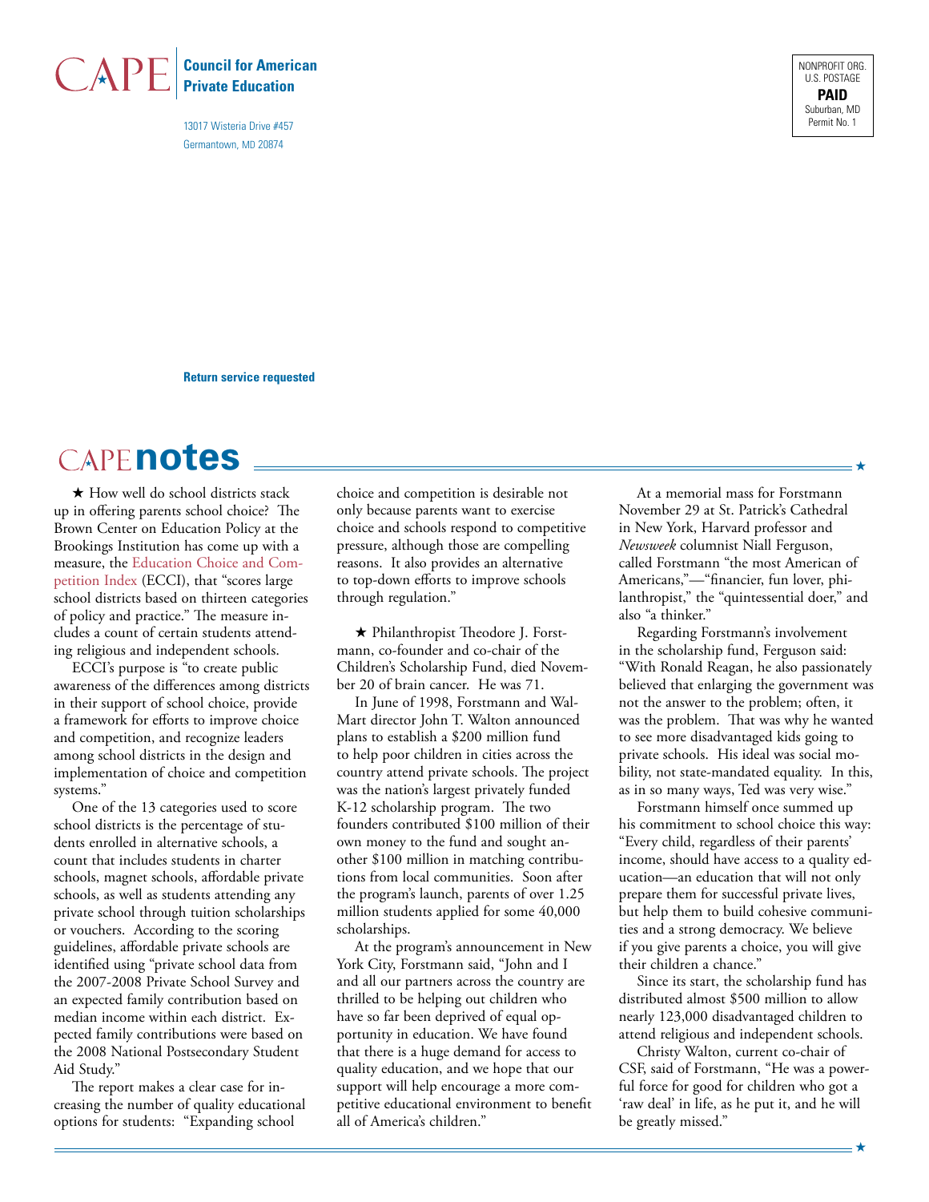CAPE Council for American Private Education

13017 Wisteria Drive #457
Germantown, MD 20874

NONPROFIT ORG.
U.S. POSTAGE
**PAID**
Suburban, MD
Permit No. 1

**Return service requested**

# CAPE notes

★ How well do school districts stack up in offering parents school choice? The Brown Center on Education Policy at the Brookings Institution has come up with a measure, the Education Choice and Competition Index (ECCI), that "scores large school districts based on thirteen categories of policy and practice." The measure includes a count of certain students attending religious and independent schools.

ECCI's purpose is "to create public awareness of the differences among districts in their support of school choice, provide a framework for efforts to improve choice and competition, and recognize leaders among school districts in the design and implementation of choice and competition systems."

One of the 13 categories used to score school districts is the percentage of students enrolled in alternative schools, a count that includes students in charter schools, magnet schools, affordable private schools, as well as students attending any private school through tuition scholarships or vouchers. According to the scoring guidelines, affordable private schools are identified using "private school data from the 2007-2008 Private School Survey and an expected family contribution based on median income within each district. Expected family contributions were based on the 2008 National Postsecondary Student Aid Study."

The report makes a clear case for increasing the number of quality educational options for students: "Expanding school choice and competition is desirable not only because parents want to exercise choice and schools respond to competitive pressure, although those are compelling reasons. It also provides an alternative to top-down efforts to improve schools through regulation."

★ Philanthropist Theodore J. Forstmann, co-founder and co-chair of the Children's Scholarship Fund, died November 20 of brain cancer. He was 71.

In June of 1998, Forstmann and Wal-Mart director John T. Walton announced plans to establish a $200 million fund to help poor children in cities across the country attend private schools. The project was the nation's largest privately funded K-12 scholarship program. The two founders contributed $100 million of their own money to the fund and sought another $100 million in matching contributions from local communities. Soon after the program's launch, parents of over 1.25 million students applied for some 40,000 scholarships.

At the program's announcement in New York City, Forstmann said, "John and I and all our partners across the country are thrilled to be helping out children who have so far been deprived of equal opportunity in education. We have found that there is a huge demand for access to quality education, and we hope that our support will help encourage a more competitive educational environment to benefit all of America's children."

At a memorial mass for Forstmann November 29 at St. Patrick's Cathedral in New York, Harvard professor and *Newsweek* columnist Niall Ferguson, called Forstmann "the most American of Americans,"—"financier, fun lover, philanthropist," the "quintessential doer," and also "a thinker."

Regarding Forstmann's involvement in the scholarship fund, Ferguson said: "With Ronald Reagan, he also passionately believed that enlarging the government was not the answer to the problem; often, it was the problem. That was why he wanted to see more disadvantaged kids going to private schools. His ideal was social mobility, not state-mandated equality. In this, as in so many ways, Ted was very wise."

Forstmann himself once summed up his commitment to school choice this way: "Every child, regardless of their parents' income, should have access to a quality education—an education that will not only prepare them for successful private lives, but help them to build cohesive communities and a strong democracy. We believe if you give parents a choice, you will give their children a chance."

Since its start, the scholarship fund has distributed almost $500 million to allow nearly 123,000 disadvantaged children to attend religious and independent schools.

Christy Walton, current co-chair of CSF, said of Forstmann, "He was a powerful force for good for children who got a 'raw deal' in life, as he put it, and he will be greatly missed."